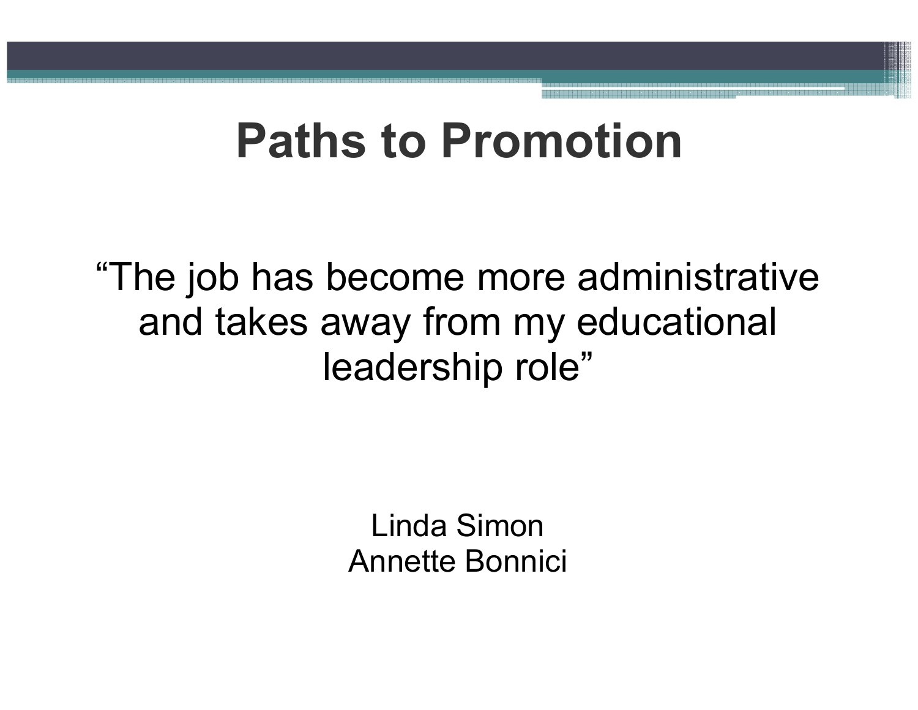# Paths to Promotion

"The job has become more administrative and takes away from my educational leadership role"

Linda Simon
Annette Bonnici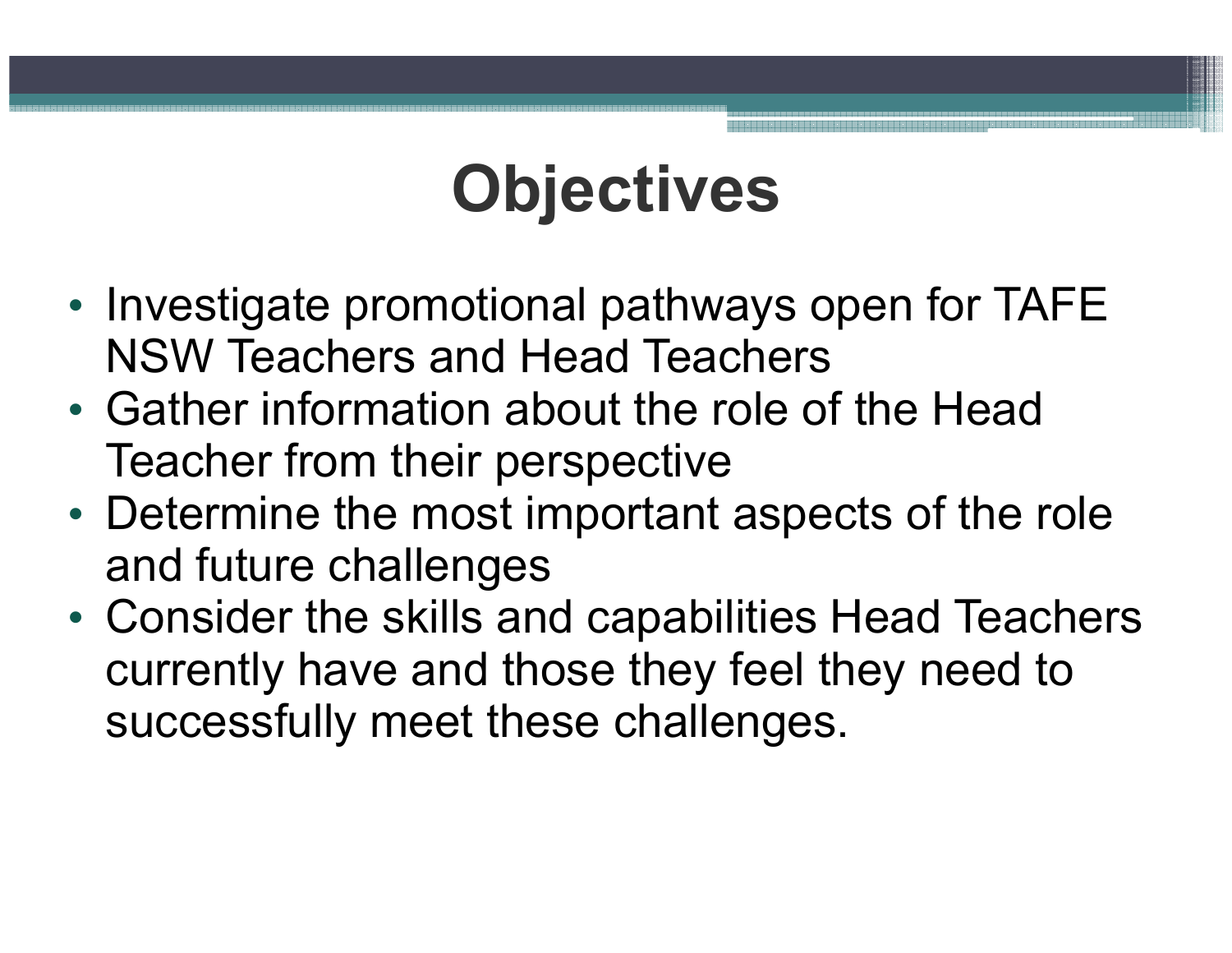# Objectives

- Investigate promotional pathways open for TAFE NSW Teachers and Head Teachers
- Gather information about the role of the Head Teacher from their perspective
- Determine the most important aspects of the role and future challenges
- Consider the skills and capabilities Head Teachers currently have and those they feel they need to successfully meet these challenges.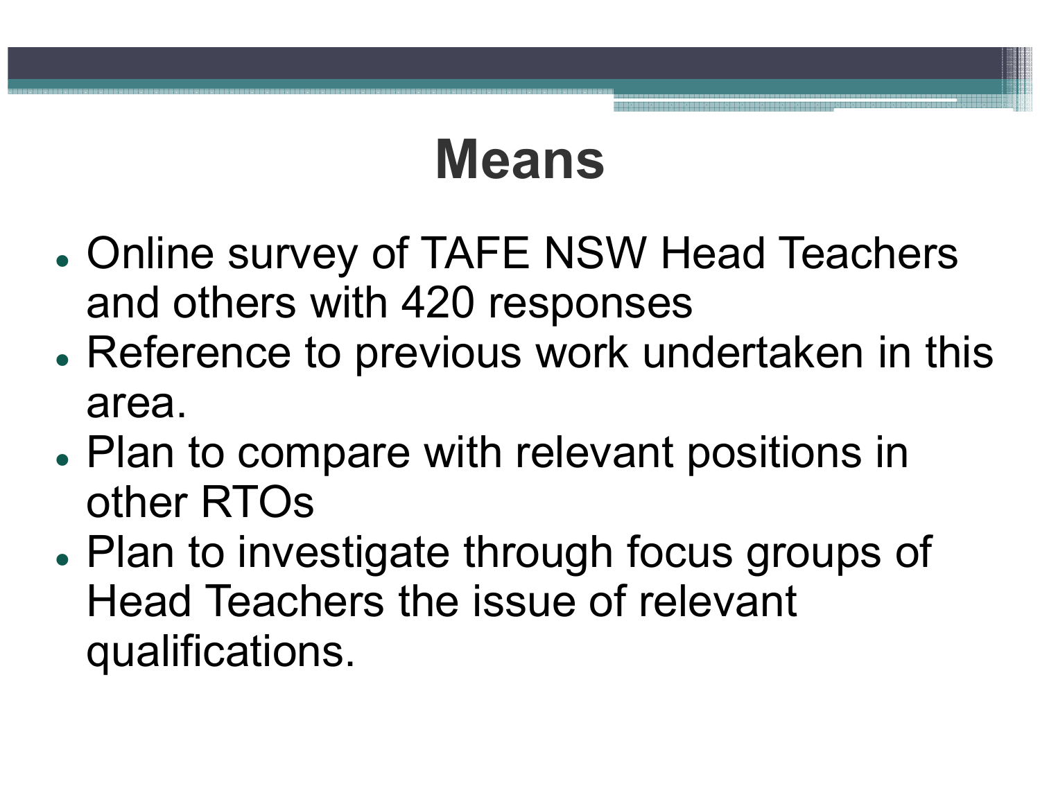# Means

- Online survey of TAFE NSW Head Teachers and others with 420 responses
- Reference to previous work undertaken in this area.
- Plan to compare with relevant positions in other RTOs
- Plan to investigate through focus groups of Head Teachers the issue of relevant qualifications.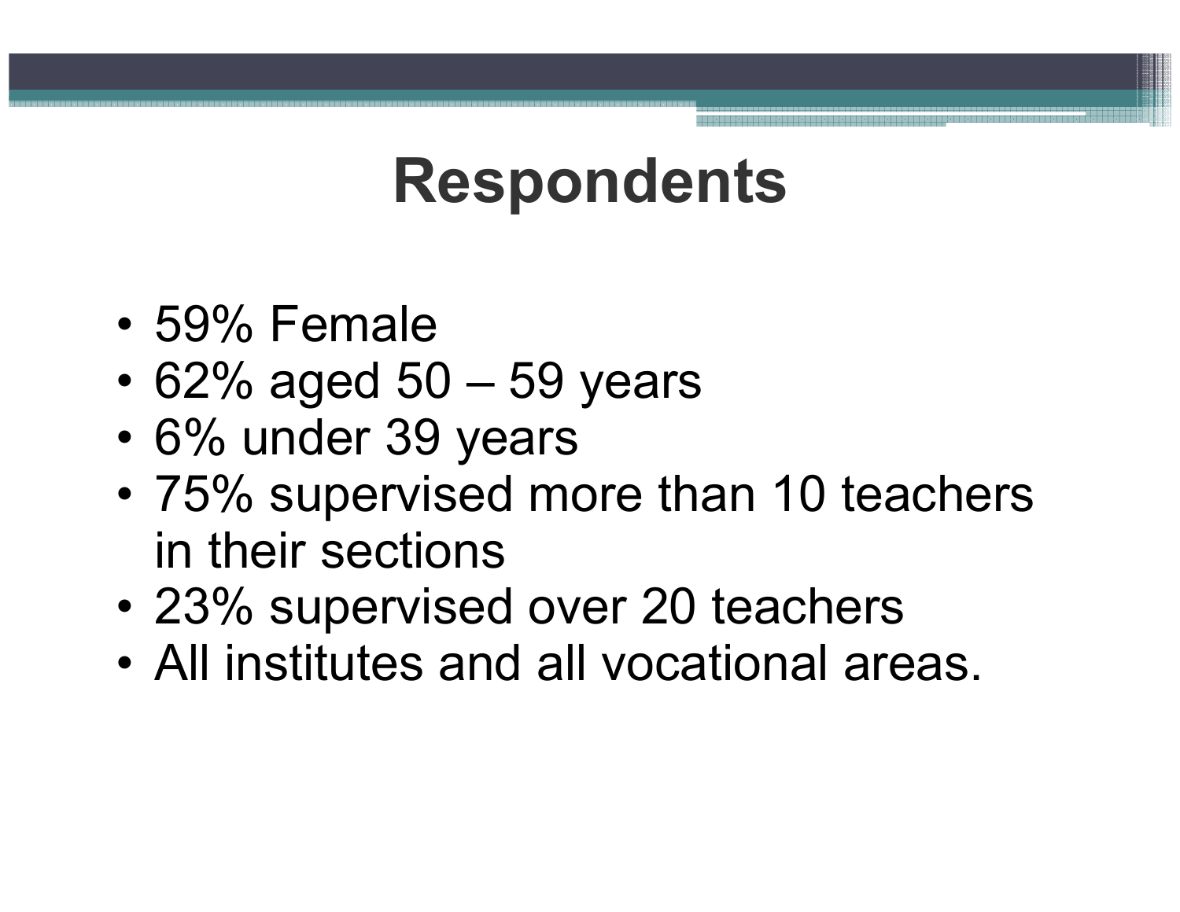# Respondents

- 59% Female
- 62% aged 50 – 59 years
- 6% under 39 years
- 75% supervised more than 10 teachers in their sections
- 23% supervised over 20 teachers
- All institutes and all vocational areas.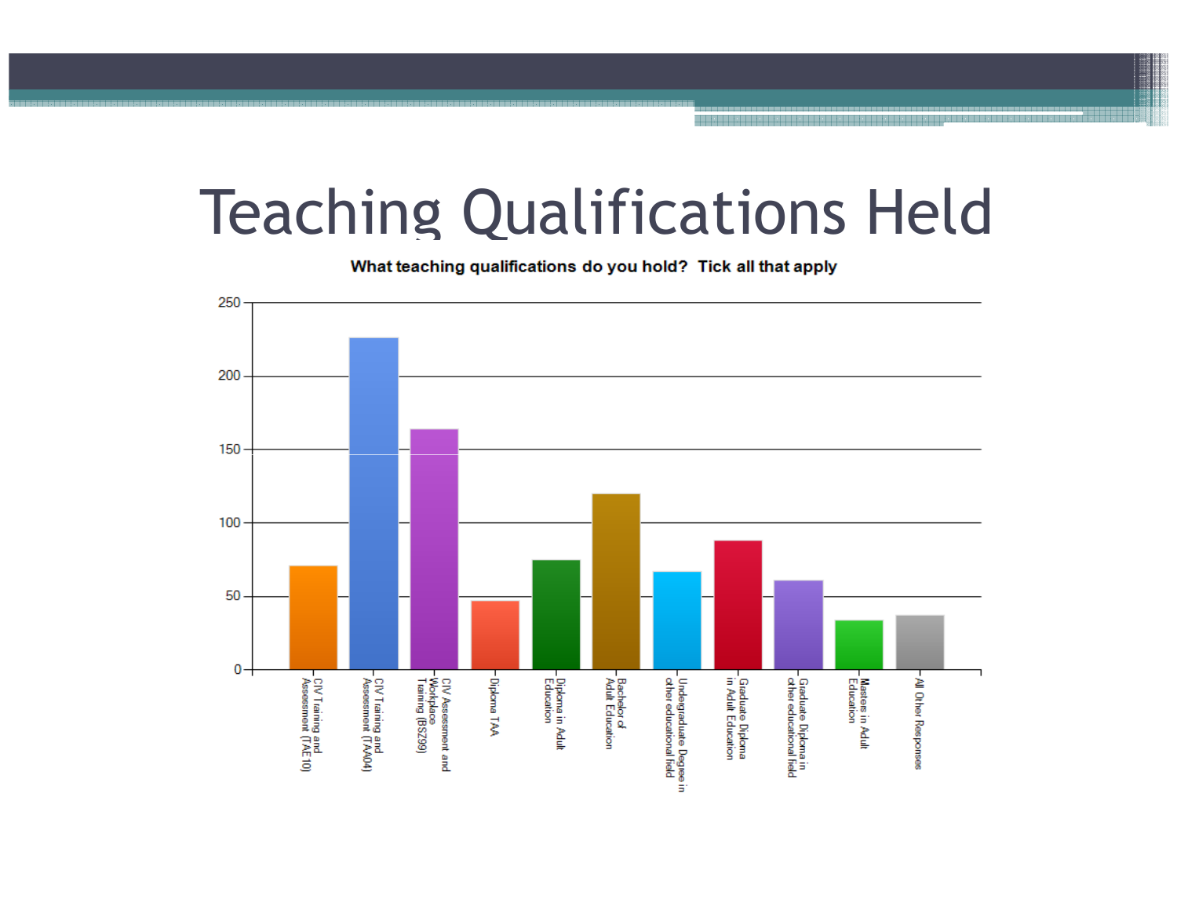# Teaching Qualifications Held

**What teaching qualifications do you hold? Tick all that apply**

| Qualification | Approximate responses |
|---|---|
| CIV Training and Assessment (TAE10) | ~70 |
| CIV Training and Assessment (TAA04) | ~226 |
| CIV Assessment and Workplace Training (BSZ99) | ~164 |
| Diploma TAA | ~47 |
| Diploma in Adult Education | ~75 |
| Bachelor of Adult Education | ~120 |
| Undergraduate Degree in other educational field | ~67 |
| Graduate Diploma in Adult Education | ~88 |
| Graduate Diploma in other educational field | ~61 |
| Masters in Adult Education | ~34 |
| All Other Responses | ~37 |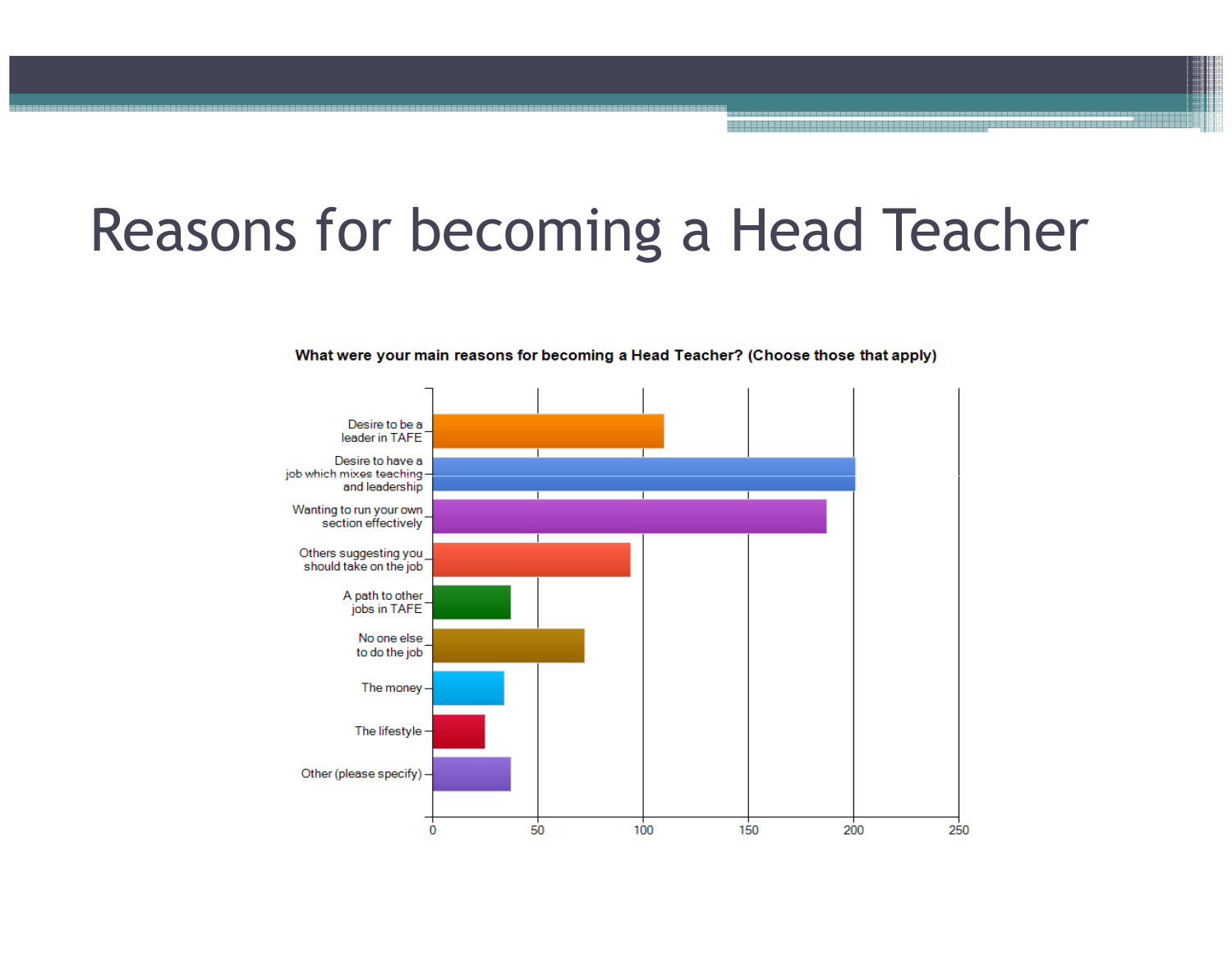# Reasons for becoming a Head Teacher

**What were your main reasons for becoming a Head Teacher? (Choose those that apply)**

| Reason | Approximate responses |
| --- | --- |
| Desire to be a leader in TAFE | ~110 |
| Desire to have a job which mixes teaching and leadership | ~201 |
| Wanting to run your own section effectively | ~187 |
| Others suggesting you should take on the job | ~94 |
| A path to other jobs in TAFE | ~37 |
| No one else to do the job | ~72 |
| The money | ~34 |
| The lifestyle | ~25 |
| Other (please specify) | ~37 |

Axis: 0, 50, 100, 150, 200, 250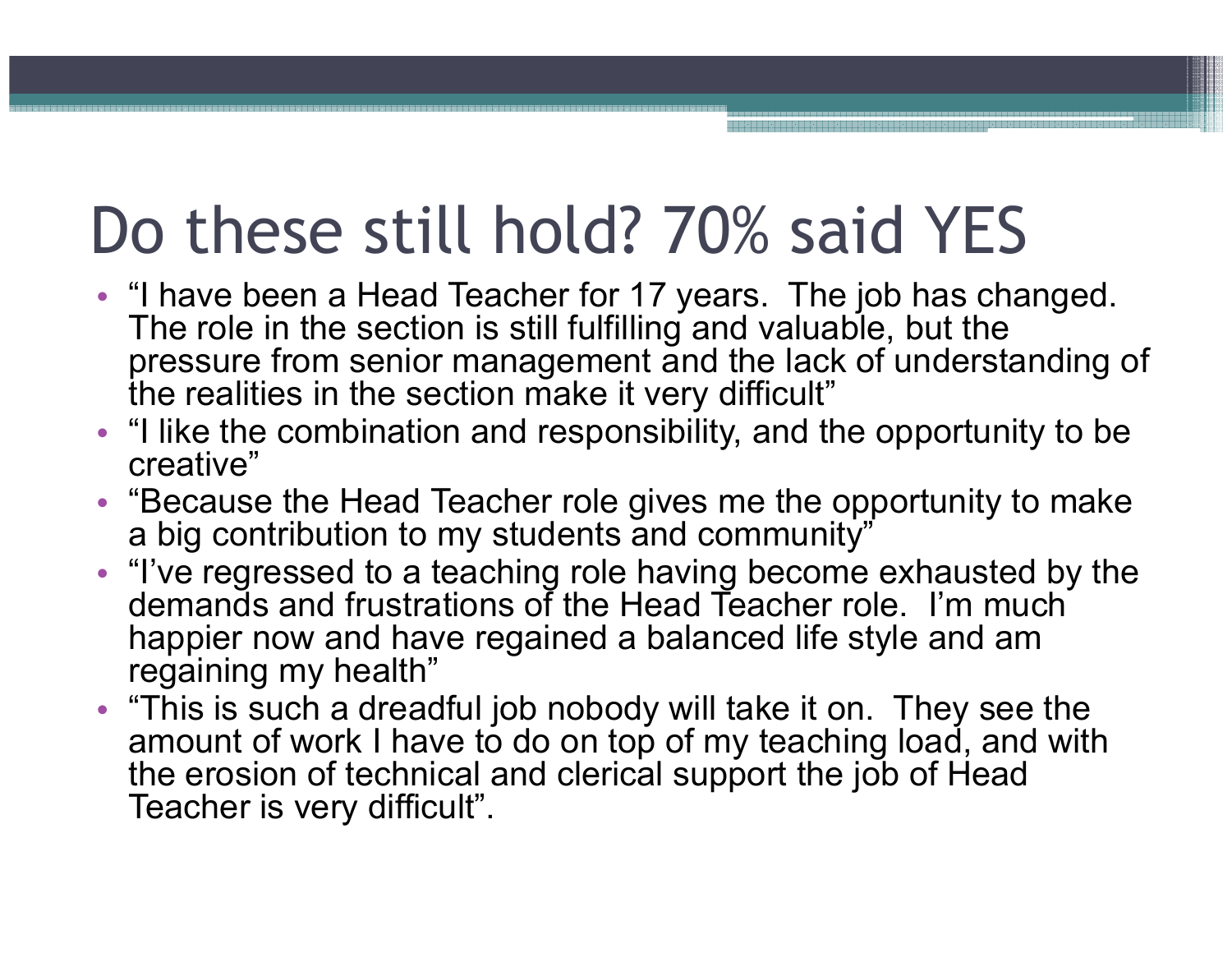# Do these still hold? 70% said YES

- "I have been a Head Teacher for 17 years. The job has changed. The role in the section is still fulfilling and valuable, but the pressure from senior management and the lack of understanding of the realities in the section make it very difficult"
- "I like the combination and responsibility, and the opportunity to be creative"
- "Because the Head Teacher role gives me the opportunity to make a big contribution to my students and community"
- "I've regressed to a teaching role having become exhausted by the demands and frustrations of the Head Teacher role. I'm much happier now and have regained a balanced life style and am regaining my health"
- "This is such a dreadful job nobody will take it on. They see the amount of work I have to do on top of my teaching load, and with the erosion of technical and clerical support the job of Head Teacher is very difficult".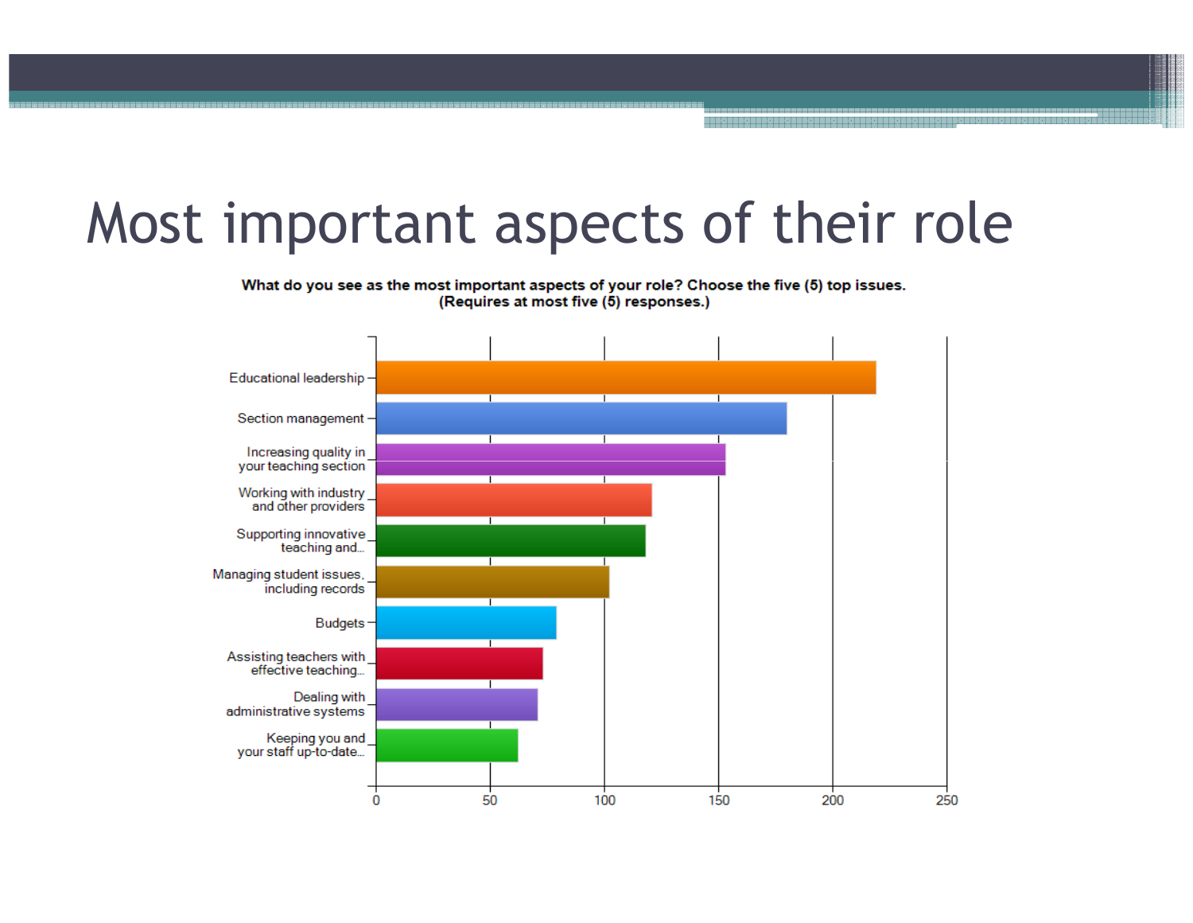# Most important aspects of their role

**What do you see as the most important aspects of your role? Choose the five (5) top issues. (Requires at most five (5) responses.)**

| Aspect | Responses (approx.) |
|---|---|
| Educational leadership | 219 |
| Section management | 180 |
| Increasing quality in your teaching section | 153 |
| Working with industry and other providers | 121 |
| Supporting innovative teaching and... | 118 |
| Managing student issues, including records | 102 |
| Budgets | 79 |
| Assisting teachers with effective teaching... | 73 |
| Dealing with administrative systems | 71 |
| Keeping you and your staff up-to-date... | 62 |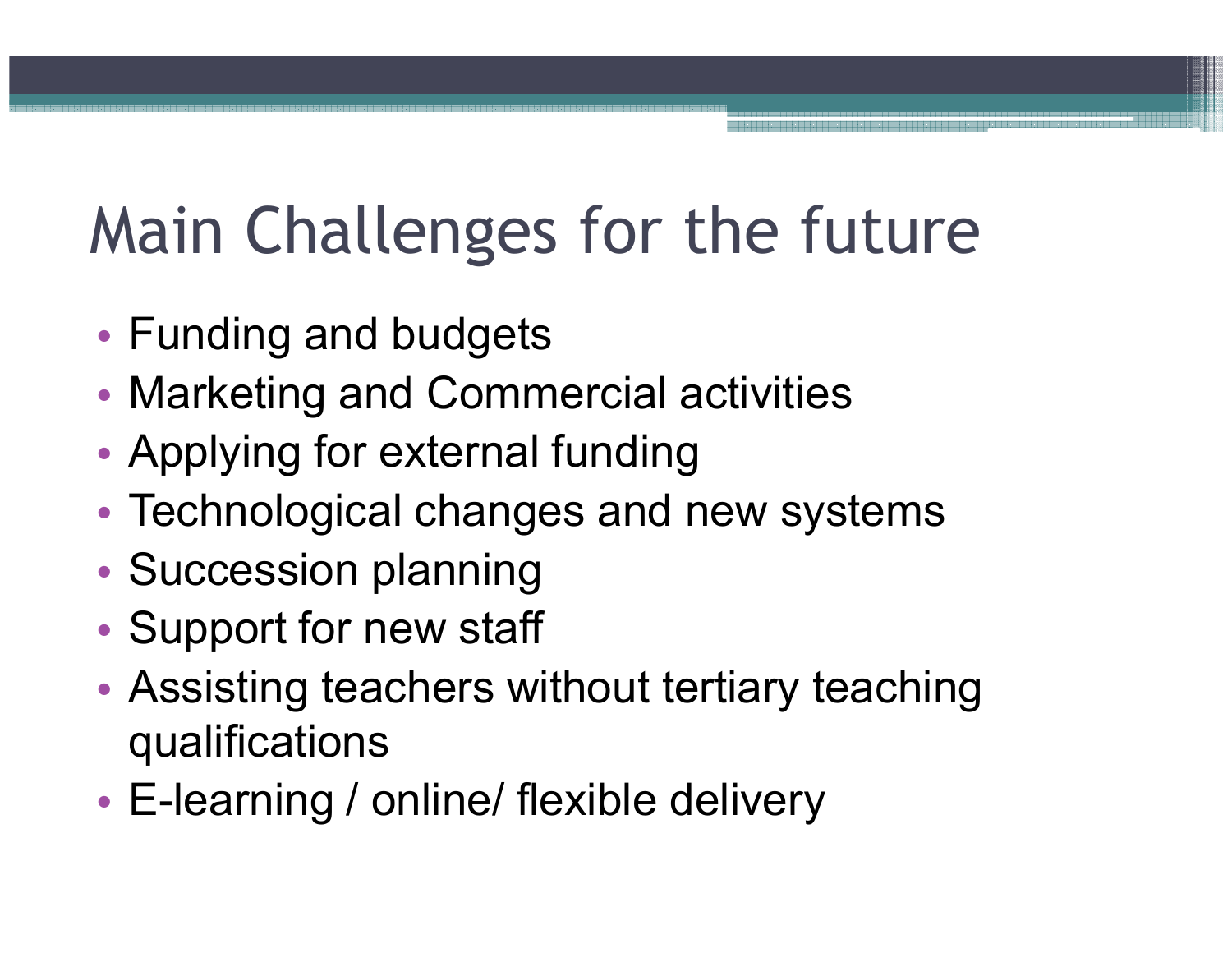# Main Challenges for the future

- Funding and budgets
- Marketing and Commercial activities
- Applying for external funding
- Technological changes and new systems
- Succession planning
- Support for new staff
- Assisting teachers without tertiary teaching qualifications
- E-learning / online/ flexible delivery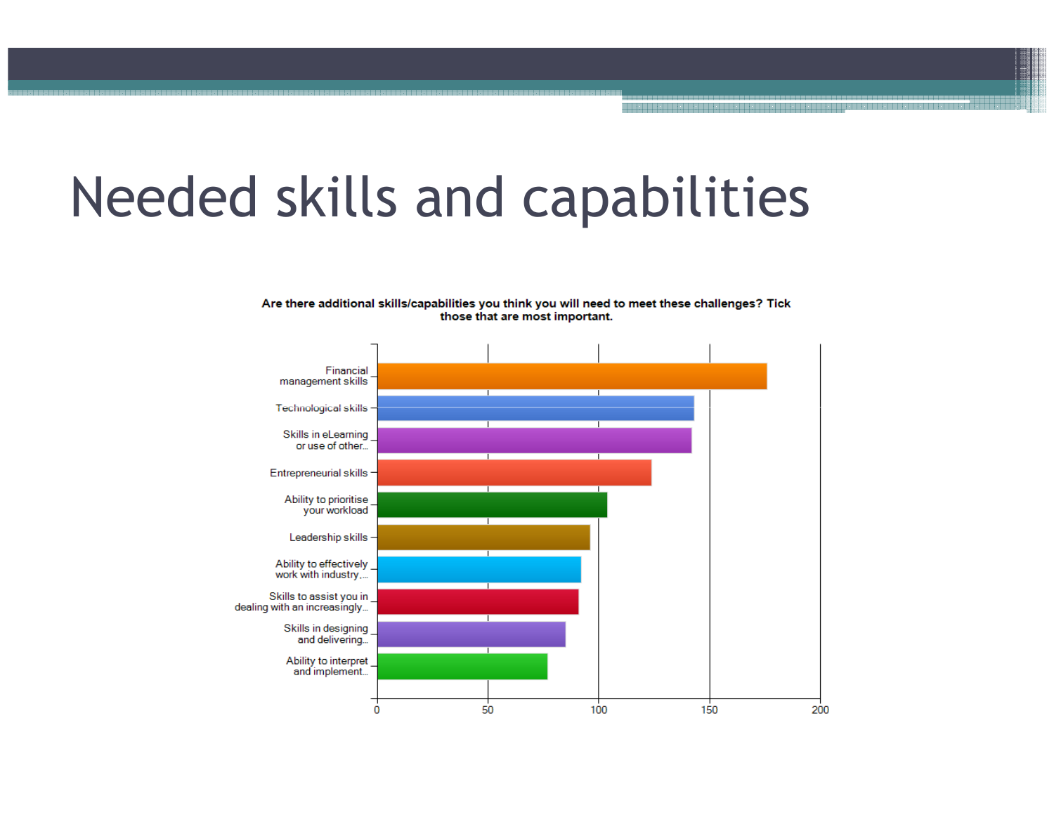# Needed skills and capabilities

**Are there additional skills/capabilities you think you will need to meet these challenges? Tick those that are most important.**

| Skill/capability | Approximate responses |
|---|---|
| Financial management skills | ~176 |
| Technological skills | ~143 |
| Skills in eLearning or use of other... | ~142 |
| Entrepreneurial skills | ~124 |
| Ability to prioritise your workload | ~104 |
| Leadership skills | ~96 |
| Ability to effectively work with industry,... | ~92 |
| Skills to assist you in dealing with an increasingly... | ~91 |
| Skills in designing and delivering... | ~85 |
| Ability to interpret and implement... | ~77 |

Values are approximate, read from a bar chart with an x-axis of 0, 50, 100, 150, 200.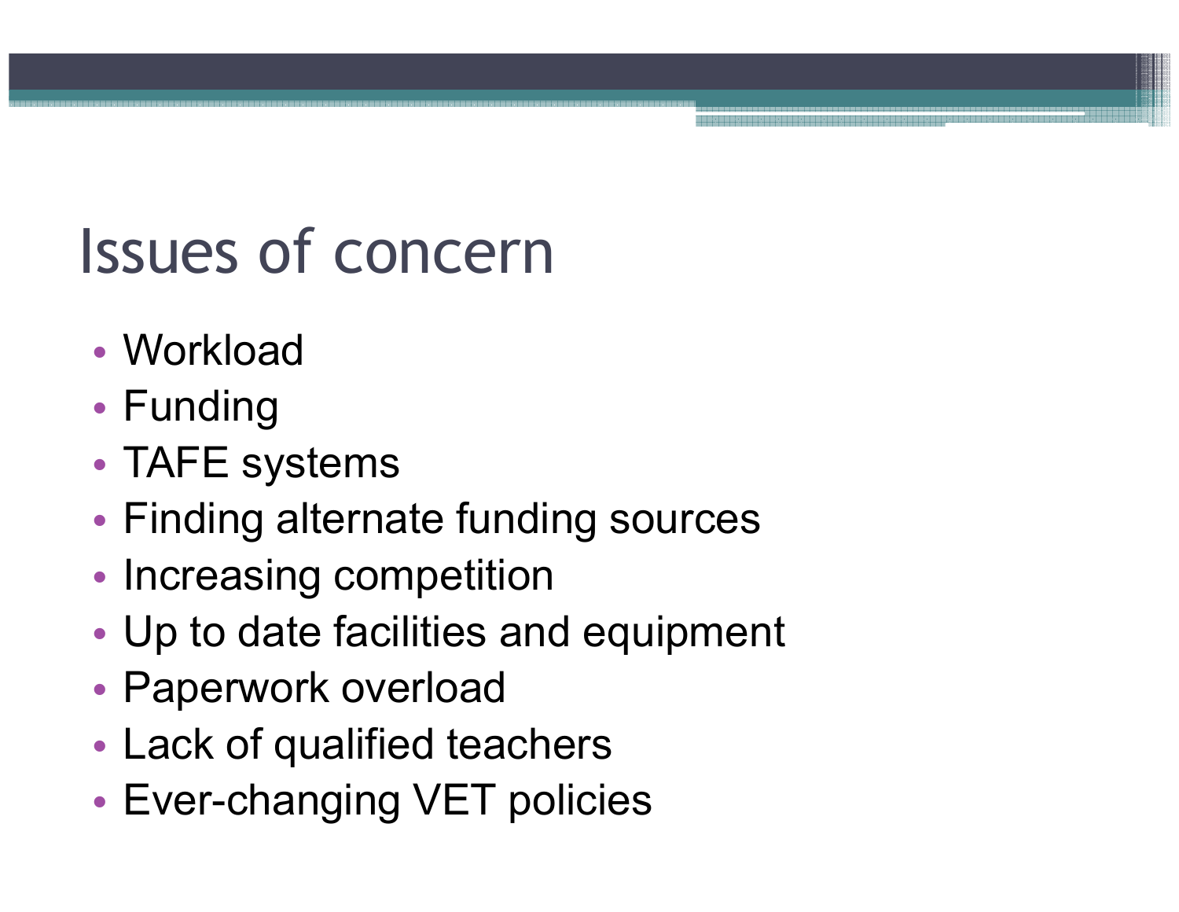# Issues of concern

- Workload
- Funding
- TAFE systems
- Finding alternate funding sources
- Increasing competition
- Up to date facilities and equipment
- Paperwork overload
- Lack of qualified teachers
- Ever-changing VET policies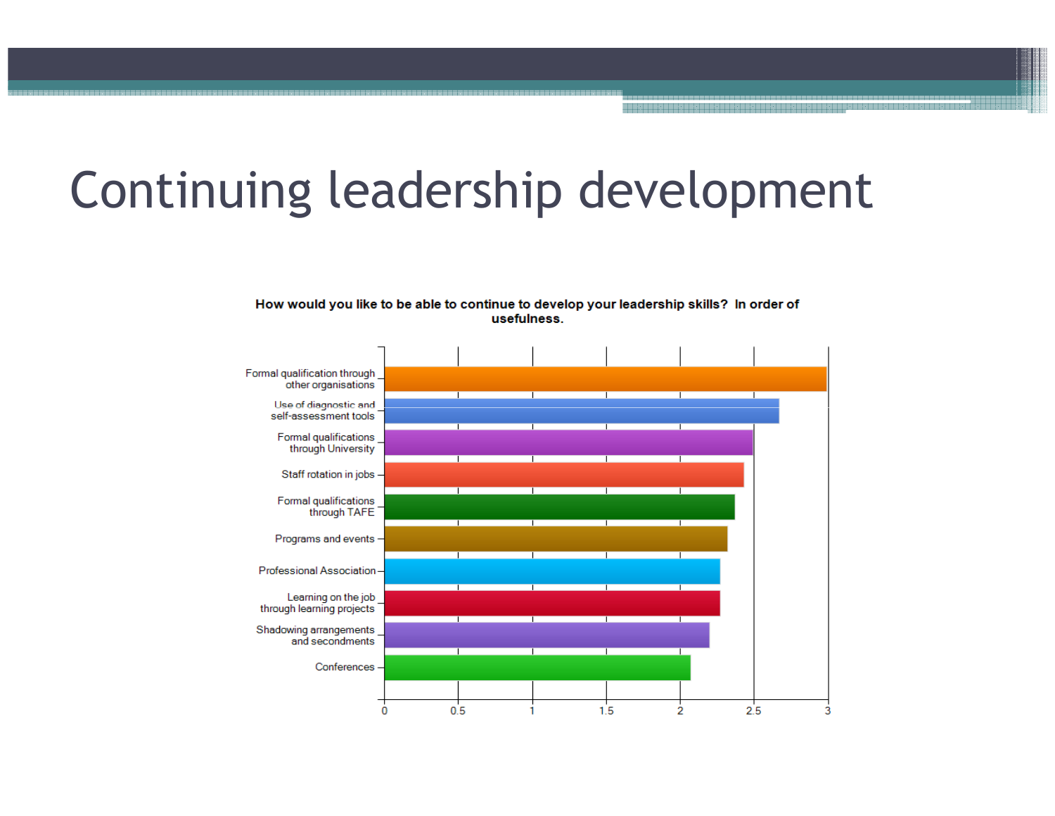# Continuing leadership development

**How would you like to be able to continue to develop your leadership skills? In order of usefulness.**

| Option | Score (approx.) |
| --- | --- |
| Formal qualification through other organisations | 3.0 |
| Use of diagnostic and self-assessment tools | 2.67 |
| Formal qualifications through University | 2.5 |
| Staff rotation in jobs | 2.43 |
| Formal qualifications through TAFE | 2.37 |
| Programs and events | 2.32 |
| Professional Association | 2.27 |
| Learning on the job through learning projects | 2.27 |
| Shadowing arrangements and secondments | 2.2 |
| Conferences | 2.07 |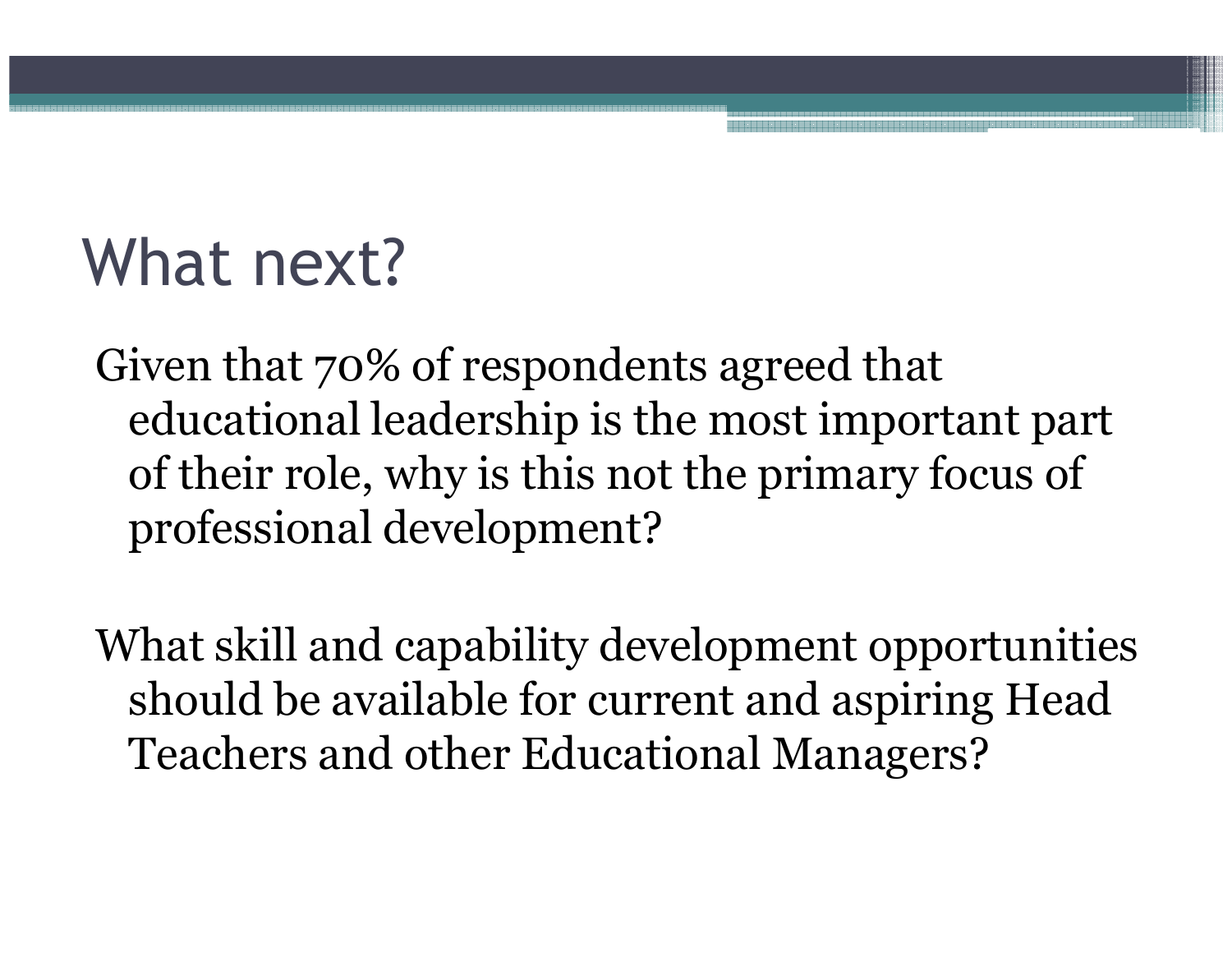# What next?

Given that 70% of respondents agreed that educational leadership is the most important part of their role, why is this not the primary focus of professional development?

What skill and capability development opportunities should be available for current and aspiring Head Teachers and other Educational Managers?